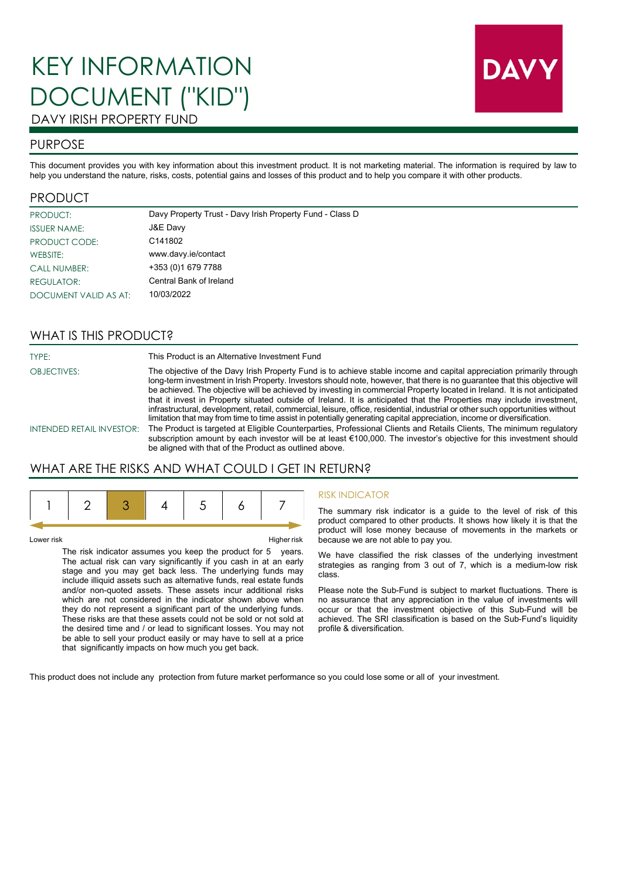# KEY INFORMATION DOCUMENT ("KID")

DAVY IRISH PROPERTY FUND

DAVY

## PURPOSE

This document provides you with key information about this investment product. It is not marketing material. The information is required by law to help you understand the nature, risks, costs, potential gains and losses of this product and to help you compare it with other products.

## PRODUCT

| | |
|---|---|
| PRODUCT: | Davy Property Trust - Davy Irish Property Fund - Class D |
| ISSUER NAME: | J&E Davy |
| PRODUCT CODE: | C141802 |
| WEBSITE: | www.davy.ie/contact |
| CALL NUMBER: | +353 (0)1 679 7788 |
| REGULATOR: | Central Bank of Ireland |
| DOCUMENT VALID AS AT: | 10/03/2022 |

## WHAT IS THIS PRODUCT?

**TYPE:** This Product is an Alternative Investment Fund

**OBJECTIVES:** The objective of the Davy Irish Property Fund is to achieve stable income and capital appreciation primarily through long-term investment in Irish Property. Investors should note, however, that there is no guarantee that this objective will be achieved. The objective will be achieved by investing in commercial Property located in Ireland. It is not anticipated that it invest in Property situated outside of Ireland. It is anticipated that the Properties may include investment, infrastructural, development, retail, commercial, leisure, office, residential, industrial or other such opportunities without limitation that may from time to time assist in potentially generating capital appreciation, income or diversification.

**INTENDED RETAIL INVESTOR:** The Product is targeted at Eligible Counterparties, Professional Clients and Retails Clients, The minimum regulatory subscription amount by each investor will be at least €100,000. The investor's objective for this investment should be aligned with that of the Product as outlined above.

## WHAT ARE THE RISKS AND WHAT COULD I GET IN RETURN?

| 1 | 2 | **3** | 4 | 5 | 6 | 7 |
|---|---|---|---|---|---|---|

Lower risk — Higher risk

The risk indicator assumes you keep the product for 5 years. The actual risk can vary significantly if you cash in at an early stage and you may get back less. The underlying funds may include illiquid assets such as alternative funds, real estate funds and/or non-quoted assets. These assets incur additional risks which are not considered in the indicator shown above when they do not represent a significant part of the underlying funds. These risks are that these assets could not be sold or not sold at the desired time and / or lead to significant losses. You may not be able to sell your product easily or may have to sell at a price that significantly impacts on how much you get back.

### RISK INDICATOR

The summary risk indicator is a guide to the level of risk of this product compared to other products. It shows how likely it is that the product will lose money because of movements in the markets or because we are not able to pay you.

We have classified the risk classes of the underlying investment strategies as ranging from 3 out of 7, which is a medium-low risk class.

Please note the Sub-Fund is subject to market fluctuations. There is no assurance that any appreciation in the value of investments will occur or that the investment objective of this Sub-Fund will be achieved. The SRI classification is based on the Sub-Fund's liquidity profile & diversification.

This product does not include any protection from future market performance so you could lose some or all of your investment.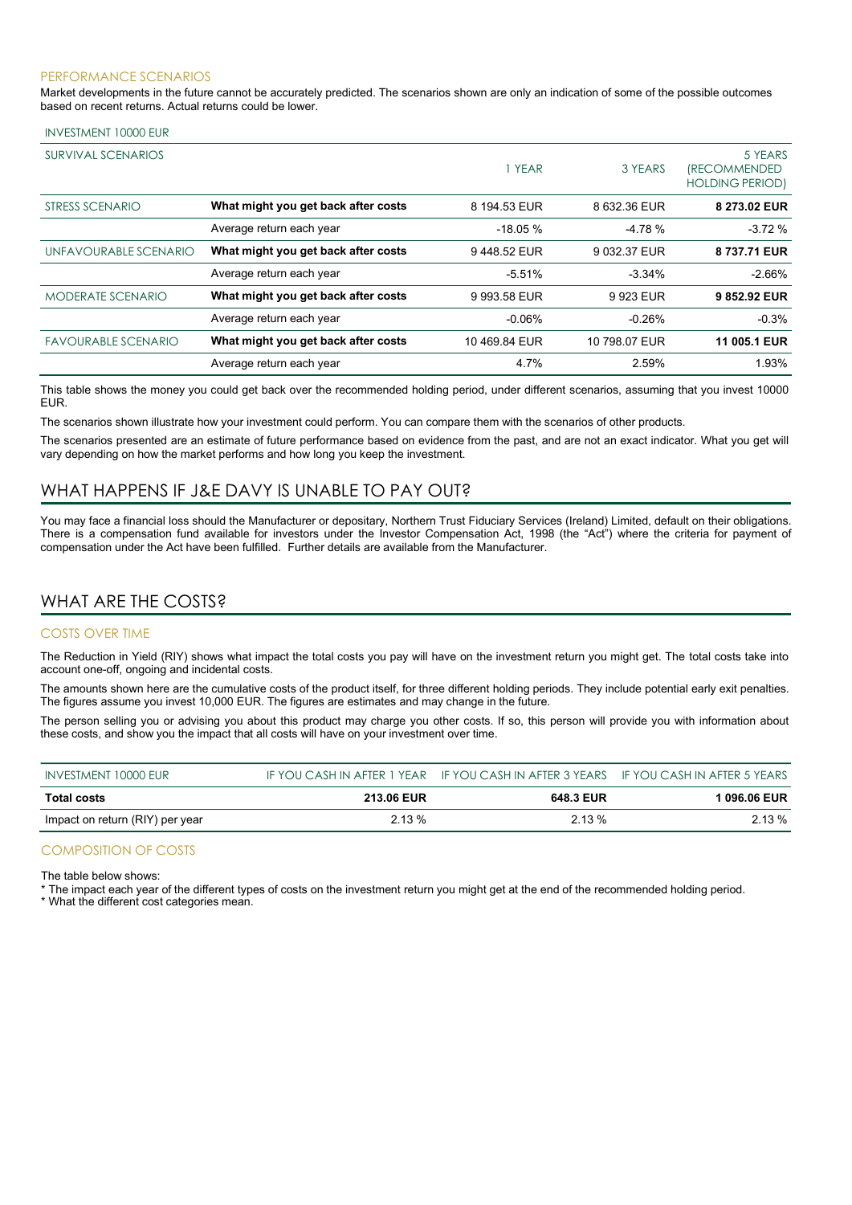### PERFORMANCE SCENARIOS

Market developments in the future cannot be accurately predicted. The scenarios shown are only an indication of some of the possible outcomes based on recent returns. Actual returns could be lower.

| INVESTMENT 10000 EUR | | | | |
|---|---|---|---|---|
| SURVIVAL SCENARIOS | | 1 YEAR | 3 YEARS | 5 YEARS (RECOMMENDED HOLDING PERIOD) |
| STRESS SCENARIO | **What might you get back after costs** | 8 194.53 EUR | 8 632.36 EUR | **8 273.02 EUR** |
| | Average return each year | -18.05 % | -4.78 % | -3.72 % |
| UNFAVOURABLE SCENARIO | **What might you get back after costs** | 9 448.52 EUR | 9 032.37 EUR | **8 737.71 EUR** |
| | Average return each year | -5.51% | -3.34% | -2.66% |
| MODERATE SCENARIO | **What might you get back after costs** | 9 993.58 EUR | 9 923 EUR | **9 852.92 EUR** |
| | Average return each year | -0.06% | -0.26% | -0.3% |
| FAVOURABLE SCENARIO | **What might you get back after costs** | 10 469.84 EUR | 10 798.07 EUR | **11 005.1 EUR** |
| | Average return each year | 4.7% | 2.59% | 1.93% |

This table shows the money you could get back over the recommended holding period, under different scenarios, assuming that you invest 10000 EUR.

The scenarios shown illustrate how your investment could perform. You can compare them with the scenarios of other products.

The scenarios presented are an estimate of future performance based on evidence from the past, and are not an exact indicator. What you get will vary depending on how the market performs and how long you keep the investment.

## WHAT HAPPENS IF J&E DAVY IS UNABLE TO PAY OUT?

You may face a financial loss should the Manufacturer or depositary, Northern Trust Fiduciary Services (Ireland) Limited, default on their obligations. There is a compensation fund available for investors under the Investor Compensation Act, 1998 (the "Act") where the criteria for payment of compensation under the Act have been fulfilled. Further details are available from the Manufacturer.

## WHAT ARE THE COSTS?

### COSTS OVER TIME

The Reduction in Yield (RIY) shows what impact the total costs you pay will have on the investment return you might get. The total costs take into account one-off, ongoing and incidental costs.

The amounts shown here are the cumulative costs of the product itself, for three different holding periods. They include potential early exit penalties. The figures assume you invest 10,000 EUR. The figures are estimates and may change in the future.

The person selling you or advising you about this product may charge you other costs. If so, this person will provide you with information about these costs, and show you the impact that all costs will have on your investment over time.

| INVESTMENT 10000 EUR | IF YOU CASH IN AFTER 1 YEAR | IF YOU CASH IN AFTER 3 YEARS | IF YOU CASH IN AFTER 5 YEARS |
|---|---|---|---|
| **Total costs** | **213.06 EUR** | **648.3 EUR** | **1 096.06 EUR** |
| Impact on return (RIY) per year | 2.13 % | 2.13 % | 2.13 % |

### COMPOSITION OF COSTS

The table below shows:

* The impact each year of the different types of costs on the investment return you might get at the end of the recommended holding period.
* What the different cost categories mean.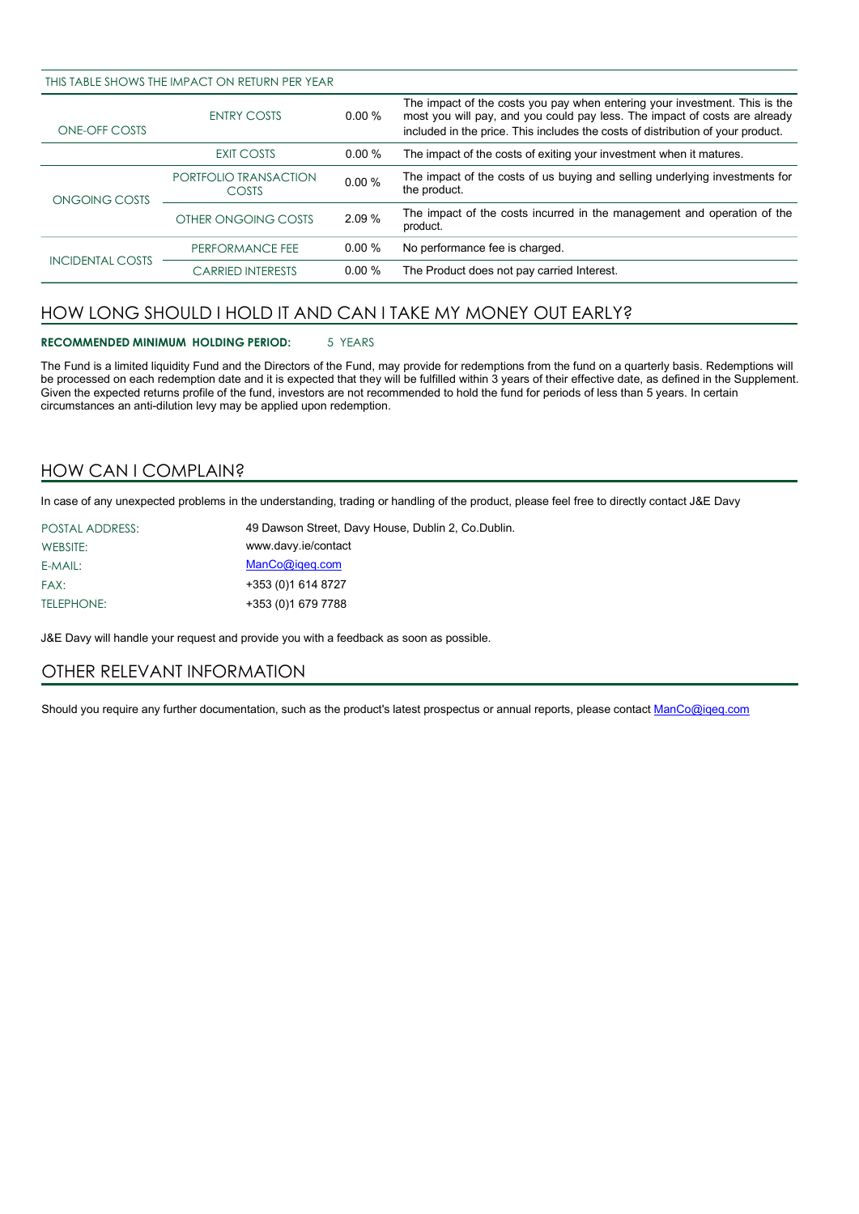| THIS TABLE SHOWS THE IMPACT ON RETURN PER YEAR | | | |
|---|---|---|---|
| ONE-OFF COSTS | ENTRY COSTS | 0.00 % | The impact of the costs you pay when entering your investment. This is the most you will pay, and you could pay less. The impact of costs are already included in the price. This includes the costs of distribution of your product. |
| | EXIT COSTS | 0.00 % | The impact of the costs of exiting your investment when it matures. |
| ONGOING COSTS | PORTFOLIO TRANSACTION COSTS | 0.00 % | The impact of the costs of us buying and selling underlying investments for the product. |
| | OTHER ONGOING COSTS | 2.09 % | The impact of the costs incurred in the management and operation of the product. |
| INCIDENTAL COSTS | PERFORMANCE FEE | 0.00 % | No performance fee is charged. |
| | CARRIED INTERESTS | 0.00 % | The Product does not pay carried Interest. |

## HOW LONG SHOULD I HOLD IT AND CAN I TAKE MY MONEY OUT EARLY?

**RECOMMENDED MINIMUM HOLDING PERIOD:** 5 YEARS

The Fund is a limited liquidity Fund and the Directors of the Fund, may provide for redemptions from the fund on a quarterly basis. Redemptions will be processed on each redemption date and it is expected that they will be fulfilled within 3 years of their effective date, as defined in the Supplement. Given the expected returns profile of the fund, investors are not recommended to hold the fund for periods of less than 5 years. In certain circumstances an anti-dilution levy may be applied upon redemption.

## HOW CAN I COMPLAIN?

In case of any unexpected problems in the understanding, trading or handling of the product, please feel free to directly contact J&E Davy

| | |
|---|---|
| POSTAL ADDRESS: | 49 Dawson Street, Davy House, Dublin 2, Co.Dublin. |
| WEBSITE: | www.davy.ie/contact |
| E-MAIL: | ManCo@iqeq.com |
| FAX: | +353 (0)1 614 8727 |
| TELEPHONE: | +353 (0)1 679 7788 |

J&E Davy will handle your request and provide you with a feedback as soon as possible.

## OTHER RELEVANT INFORMATION

Should you require any further documentation, such as the product's latest prospectus or annual reports, please contact ManCo@iqeq.com